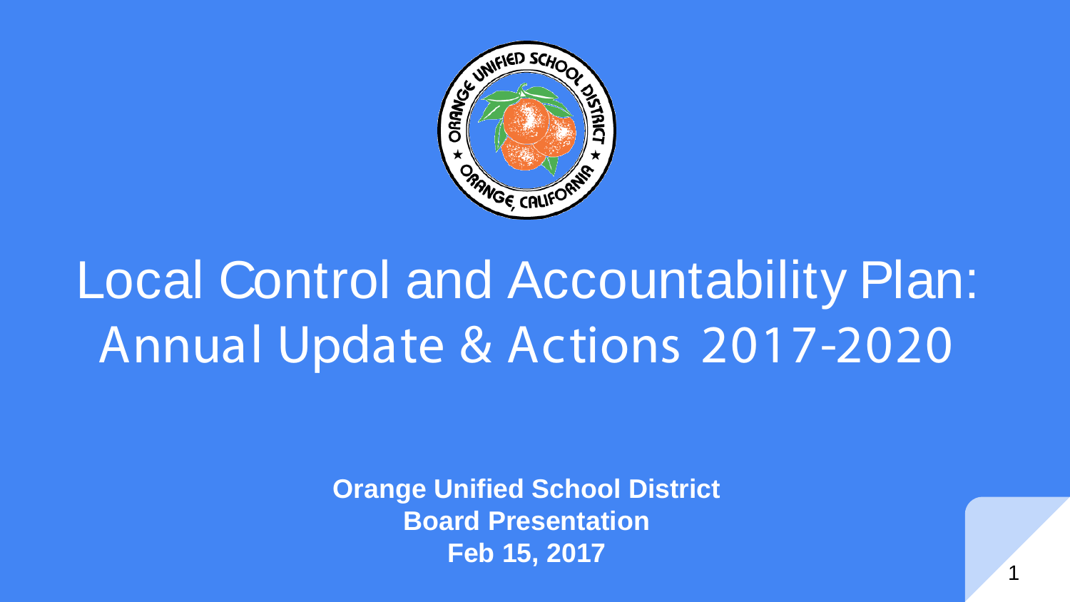# Local Control and Accountability Plan: Annual Update & Actions 2017-2020

**Orange Unified School District**
**Board Presentation**
**Feb 15, 2017**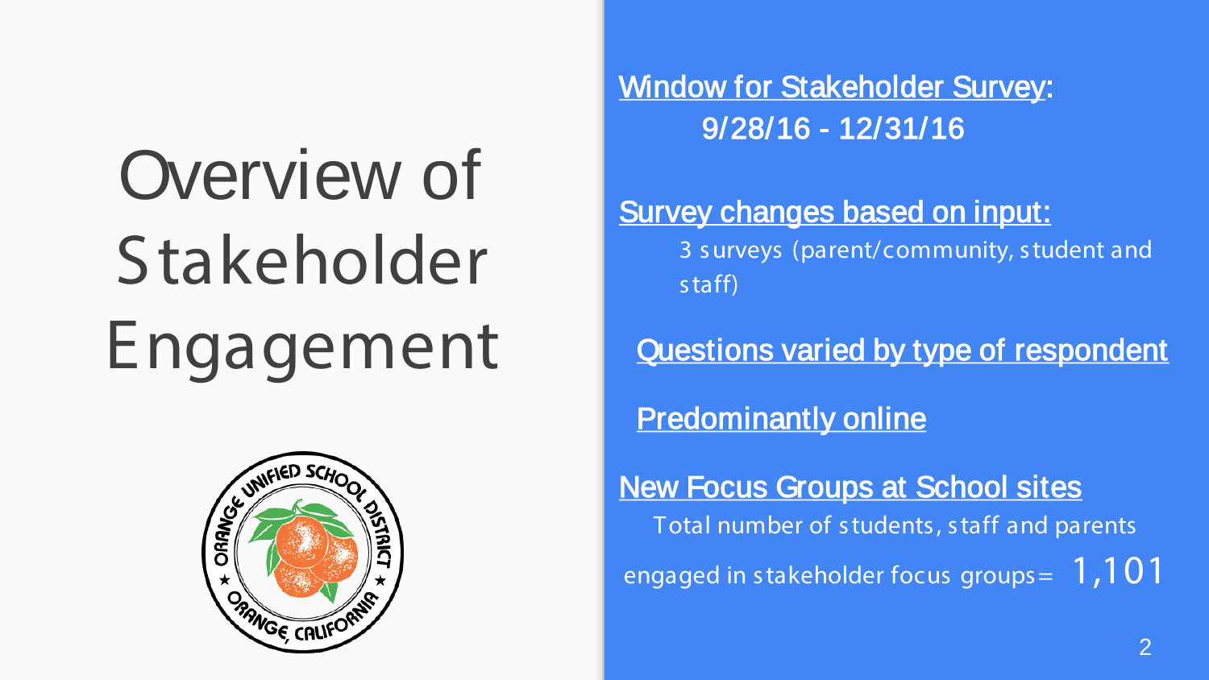# Overview of Stakeholder Engagement

**Window for Stakeholder Survey:**
9/28/16 - 12/31/16

**Survey changes based on input:**
3 surveys (parent/community, student and staff)

**Questions varied by type of respondent**

**Predominantly online**

**New Focus Groups at School sites**
Total number of students, staff and parents engaged in stakeholder focus groups= 1,101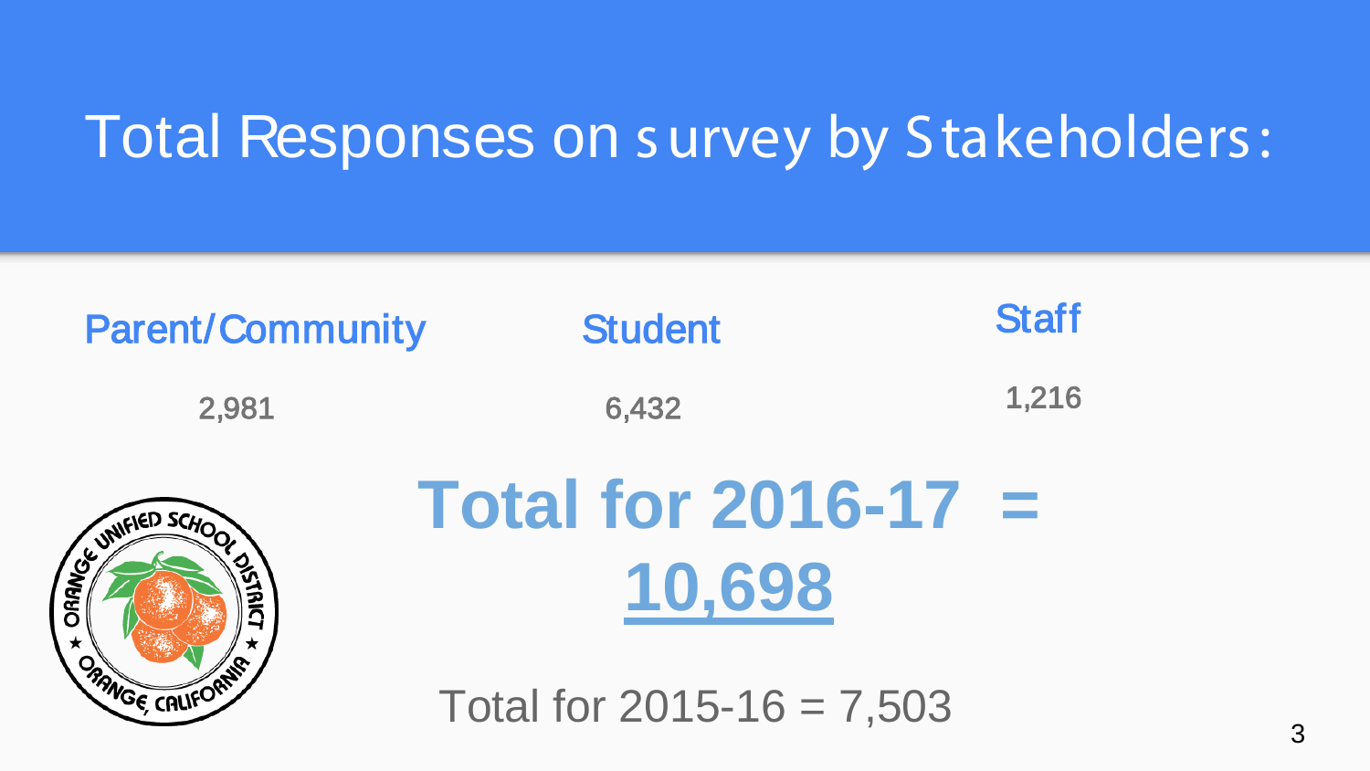# Total Responses on survey by Stakeholders:

| Parent/Community | Student | Staff |
| --- | --- | --- |
| 2,981 | 6,432 | 1,216 |

**Total for 2016-17 = <u>10,698</u>**

Total for 2015-16 = 7,503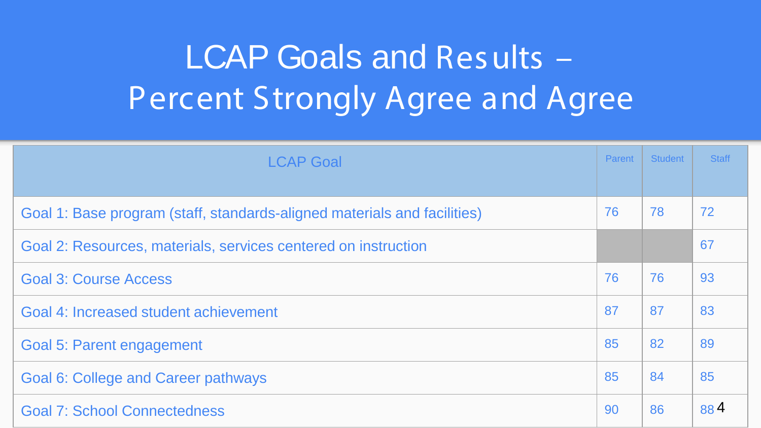# LCAP Goals and Results – Percent Strongly Agree and Agree

| LCAP Goal | Parent | Student | Staff |
|---|---|---|---|
| Goal 1: Base program (staff, standards-aligned materials and facilities) | 76 | 78 | 72 |
| Goal 2: Resources, materials, services centered on instruction | | | 67 |
| Goal 3: Course Access | 76 | 76 | 93 |
| Goal 4: Increased student achievement | 87 | 87 | 83 |
| Goal 5: Parent engagement | 85 | 82 | 89 |
| Goal 6: College and Career pathways | 85 | 84 | 85 |
| Goal 7: School Connectedness | 90 | 86 | 88 |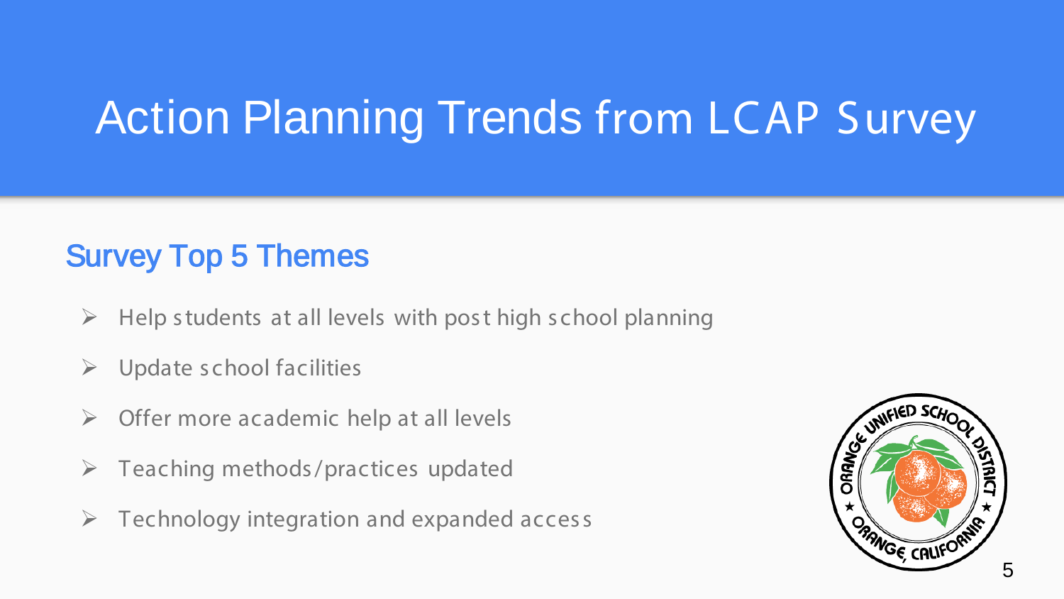# Action Planning Trends from LCAP Survey

## Survey Top 5 Themes

- Help students at all levels with post high school planning
- Update school facilities
- Offer more academic help at all levels
- Teaching methods/practices updated
- Technology integration and expanded access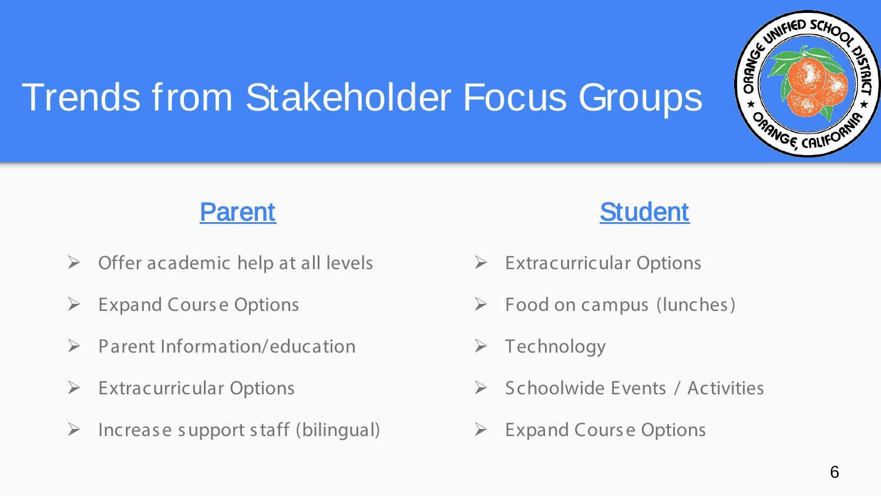# Trends from Stakeholder Focus Groups

## Parent

- Offer academic help at all levels
- Expand Course Options
- Parent Information/education
- Extracurricular Options
- Increase support staff (bilingual)

## Student

- Extracurricular Options
- Food on campus (lunches)
- Technology
- Schoolwide Events / Activities
- Expand Course Options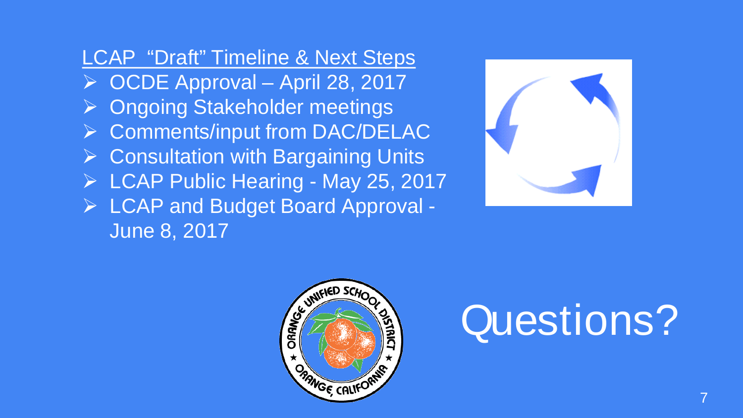LCAP “Draft” Timeline & Next Steps

- OCDE Approval – April 28, 2017
- Ongoing Stakeholder meetings
- Comments/input from DAC/DELAC
- Consultation with Bargaining Units
- LCAP Public Hearing - May 25, 2017
- LCAP and Budget Board Approval - June 8, 2017

# Questions?